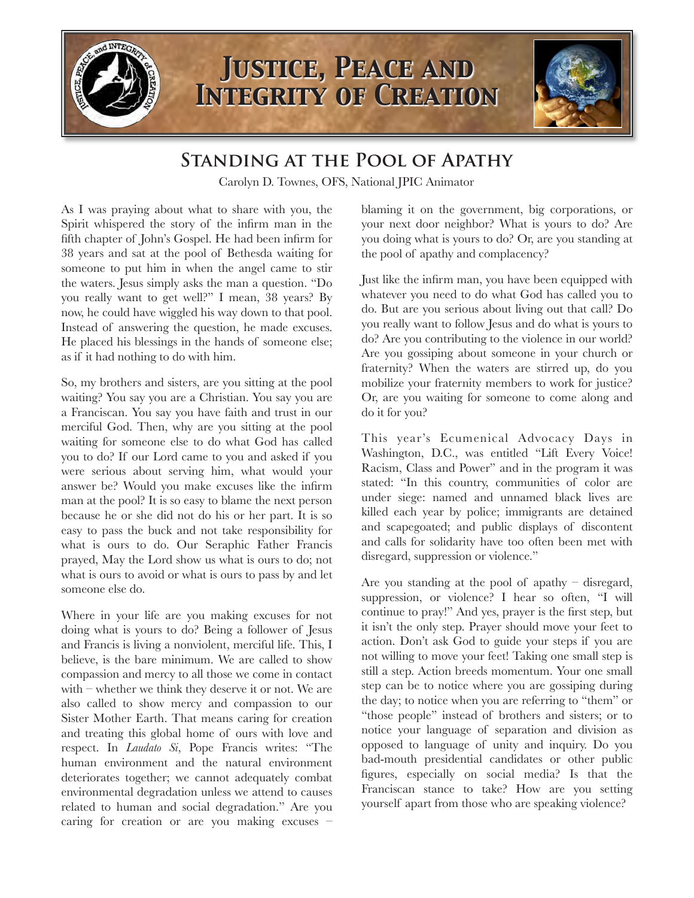# Justice, Peace and Integrity of Creation

## Standing at the Pool of Apathy

Carolyn D. Townes, OFS, National JPIC Animator

As I was praying about what to share with you, the Spirit whispered the story of the infirm man in the fifth chapter of John's Gospel. He had been infirm for 38 years and sat at the pool of Bethesda waiting for someone to put him in when the angel came to stir the waters. Jesus simply asks the man a question. "Do you really want to get well?" I mean, 38 years? By now, he could have wiggled his way down to that pool. Instead of answering the question, he made excuses. He placed his blessings in the hands of someone else; as if it had nothing to do with him.

So, my brothers and sisters, are you sitting at the pool waiting? You say you are a Christian. You say you are a Franciscan. You say you have faith and trust in our merciful God. Then, why are you sitting at the pool waiting for someone else to do what God has called you to do? If our Lord came to you and asked if you were serious about serving him, what would your answer be? Would you make excuses like the infirm man at the pool? It is so easy to blame the next person because he or she did not do his or her part. It is so easy to pass the buck and not take responsibility for what is ours to do. Our Seraphic Father Francis prayed, May the Lord show us what is ours to do; not what is ours to avoid or what is ours to pass by and let someone else do.

Where in your life are you making excuses for not doing what is yours to do? Being a follower of Jesus and Francis is living a nonviolent, merciful life. This, I believe, is the bare minimum. We are called to show compassion and mercy to all those we come in contact with – whether we think they deserve it or not. We are also called to show mercy and compassion to our Sister Mother Earth. That means caring for creation and treating this global home of ours with love and respect. In *Laudato Si*, Pope Francis writes: "The human environment and the natural environment deteriorates together; we cannot adequately combat environmental degradation unless we attend to causes related to human and social degradation." Are you caring for creation or are you making excuses – blaming it on the government, big corporations, or your next door neighbor? What is yours to do? Are you doing what is yours to do? Or, are you standing at the pool of apathy and complacency?

Just like the infirm man, you have been equipped with whatever you need to do what God has called you to do. But are you serious about living out that call? Do you really want to follow Jesus and do what is yours to do? Are you contributing to the violence in our world? Are you gossiping about someone in your church or fraternity? When the waters are stirred up, do you mobilize your fraternity members to work for justice? Or, are you waiting for someone to come along and do it for you?

This year's Ecumenical Advocacy Days in Washington, D.C., was entitled "Lift Every Voice! Racism, Class and Power" and in the program it was stated: "In this country, communities of color are under siege: named and unnamed black lives are killed each year by police; immigrants are detained and scapegoated; and public displays of discontent and calls for solidarity have too often been met with disregard, suppression or violence."

Are you standing at the pool of apathy – disregard, suppression, or violence? I hear so often, "I will continue to pray!" And yes, prayer is the first step, but it isn't the only step. Prayer should move your feet to action. Don't ask God to guide your steps if you are not willing to move your feet! Taking one small step is still a step. Action breeds momentum. Your one small step can be to notice where you are gossiping during the day; to notice when you are referring to "them" or "those people" instead of brothers and sisters; or to notice your language of separation and division as opposed to language of unity and inquiry. Do you bad-mouth presidential candidates or other public figures, especially on social media? Is that the Franciscan stance to take? How are you setting yourself apart from those who are speaking violence?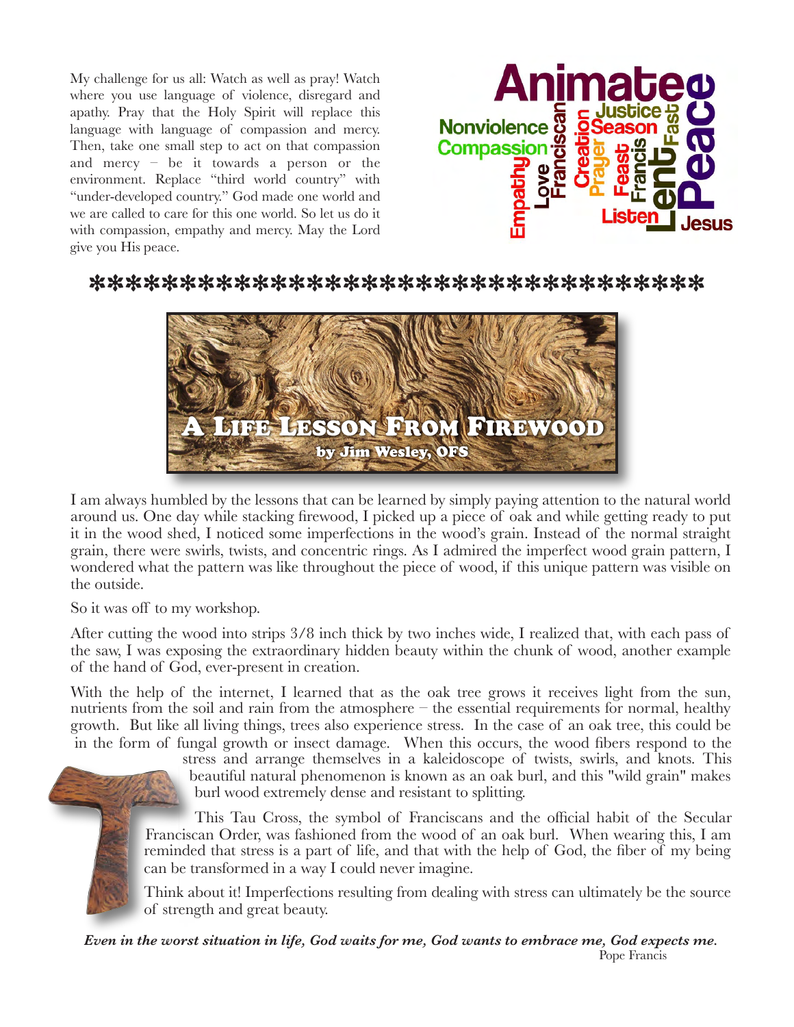My challenge for us all: Watch as well as pray! Watch where you use language of violence, disregard and apathy. Pray that the Holy Spirit will replace this language with language of compassion and mercy. Then, take one small step to act on that compassion and mercy – be it towards a person or the environment. Replace "third world country" with "under-developed country." God made one world and we are called to care for this one world. So let us do it with compassion, empathy and mercy. May the Lord give you His peace.

************************************

# A Life Lesson From Firewood

**by Jim Wesley, OFS**

I am always humbled by the lessons that can be learned by simply paying attention to the natural world around us. One day while stacking firewood, I picked up a piece of oak and while getting ready to put it in the wood shed, I noticed some imperfections in the wood's grain. Instead of the normal straight grain, there were swirls, twists, and concentric rings. As I admired the imperfect wood grain pattern, I wondered what the pattern was like throughout the piece of wood, if this unique pattern was visible on the outside.

So it was off to my workshop.

After cutting the wood into strips 3/8 inch thick by two inches wide, I realized that, with each pass of the saw, I was exposing the extraordinary hidden beauty within the chunk of wood, another example of the hand of God, ever-present in creation.

With the help of the internet, I learned that as the oak tree grows it receives light from the sun, nutrients from the soil and rain from the atmosphere – the essential requirements for normal, healthy growth. But like all living things, trees also experience stress. In the case of an oak tree, this could be in the form of fungal growth or insect damage. When this occurs, the wood fibers respond to the stress and arrange themselves in a kaleidoscope of twists, swirls, and knots. This beautiful natural phenomenon is known as an oak burl, and this "wild grain" makes burl wood extremely dense and resistant to splitting.

This Tau Cross, the symbol of Franciscans and the official habit of the Secular Franciscan Order, was fashioned from the wood of an oak burl. When wearing this, I am reminded that stress is a part of life, and that with the help of God, the fiber of my being can be transformed in a way I could never imagine.

Think about it! Imperfections resulting from dealing with stress can ultimately be the source of strength and great beauty.

***Even in the worst situation in life, God waits for me, God wants to embrace me, God expects me.***

Pope Francis